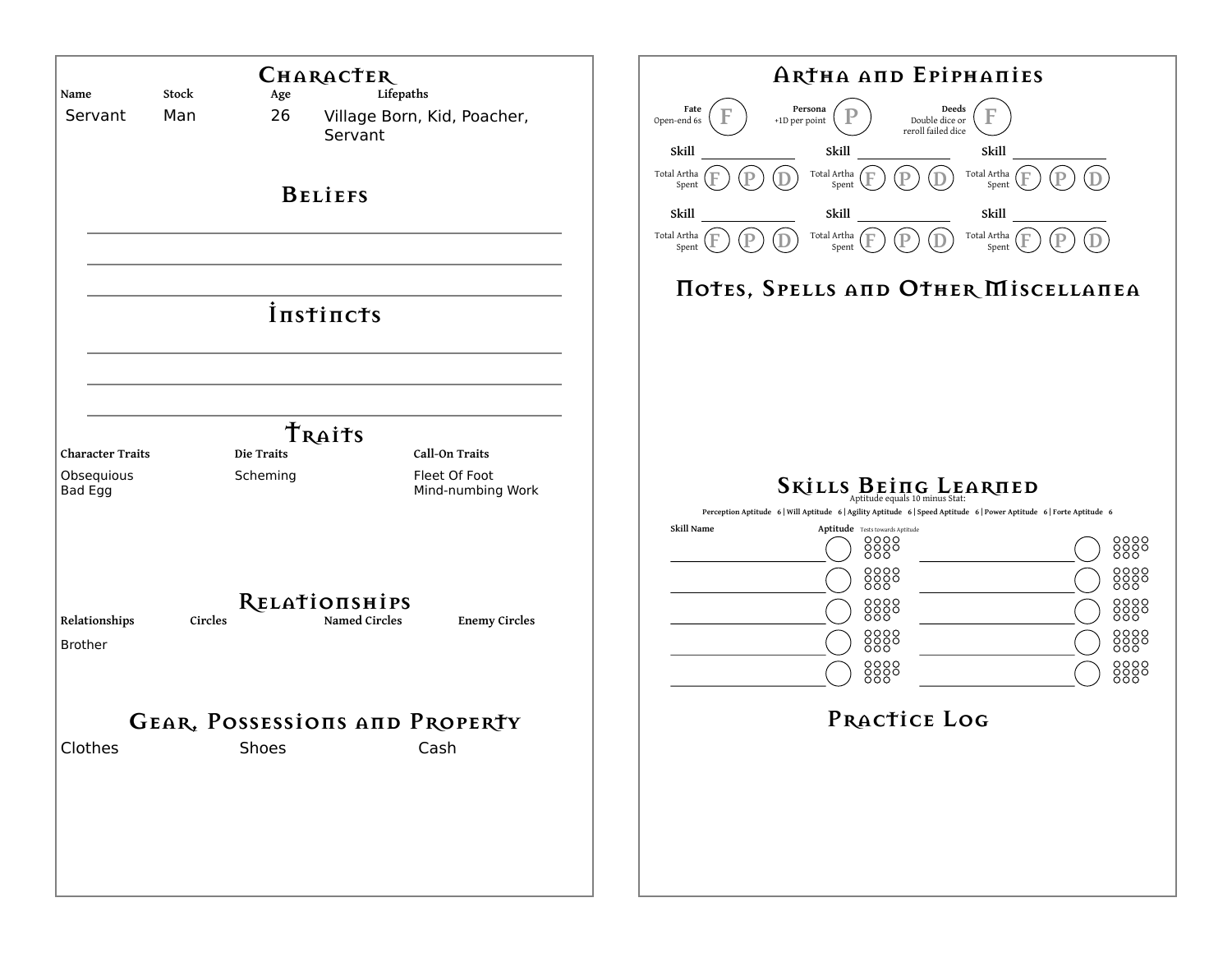## Character

| Name | Stock | Age | Lifepaths |
| --- | --- | --- | --- |
| Servant | Man | 26 | Village Born, Kid, Poacher, Servant |

## Beliefs

## Instincts

## Traits

| Character Traits | Die Traits | Call-On Traits |
| --- | --- | --- |
| Obsequious | Scheming | Fleet Of Foot |
| Bad Egg | | Mind-numbing Work |

## Relationships

| Relationships | Circles | Named Circles | Enemy Circles |
| --- | --- | --- | --- |
| Brother | | | |

## Gear, Possessions and Property

| | | |
| --- | --- | --- |
| Clothes | Shoes | Cash |

## Artha and Epiphanies

Fate
Open-end 6s
F

Persona
+1D per point
P

Deeds
Double dice or reroll failed dice
F

Skill
Total Artha Spent F P D

Skill
Total Artha Spent F P D

Skill
Total Artha Spent F P D

Skill
Total Artha Spent F P D

Skill
Total Artha Spent F P D

Skill
Total Artha Spent F P D

## Notes, Spells and Other Miscellanea

## Skills Being Learned

Aptitude equals 10 minus Stat:

Perception Aptitude 6 | Will Aptitude 6 | Agility Aptitude 6 | Speed Aptitude 6 | Power Aptitude 6 | Forte Aptitude 6

| Skill Name | Aptitude | Tests towards Aptitude | | | |
| --- | --- | --- | --- | --- | --- |
| | | | | | |
| | | | | | |
| | | | | | |
| | | | | | |
| | | | | | |

## Practice Log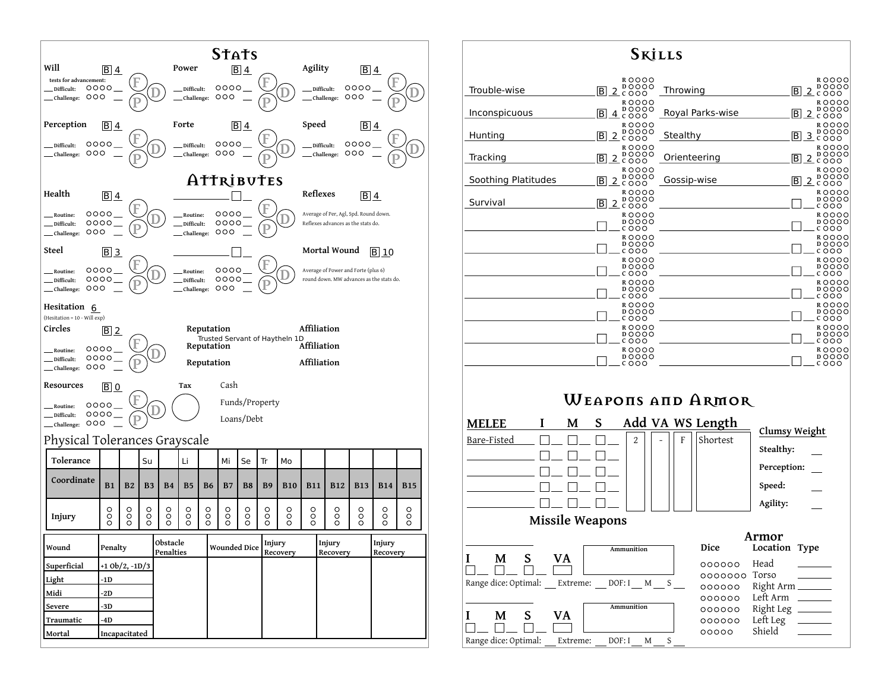# Stats

**Will** B 4

tests for advancement:

___ Difficult: ○○○○ ___
___ Challenge: ○○○ ___

F D P

**Power** B 4

___ Difficult: ○○○○ ___
___ Challenge: ○○○ ___

F D P

**Agility** B 4

___ Difficult: ○○○○ ___
___ Challenge: ○○○ ___

F D P

**Perception** B 4

___ Difficult: ○○○○ ___
___ Challenge: ○○○ ___

F D P

**Forte** B 4

___ Difficult: ○○○○ ___
___ Challenge: ○○○ ___

F D P

**Speed** B 4

___ Difficult: ○○○○ ___
___ Challenge: ○○○ ___

F D P

# Attributes

**Health** B 4

___ Routine: ○○○○ ___
___ Difficult: ○○○○ ___
___ Challenge: ○○○ ___

F D P

___________ ☐ ___

___ Routine: ○○○○ ___
___ Difficult: ○○○○ ___
___ Challenge: ○○○ ___

F D P

**Reflexes** B 4

Average of Per, Agl, Spd. Round down. Reflexes advances as the stats do.

**Steel** B 3

___ Routine: ○○○○ ___
___ Difficult: ○○○○ ___
___ Challenge: ○○○ ___

F D P

___________ ☐ ___

___ Routine: ○○○○ ___
___ Difficult: ○○○○ ___
___ Challenge: ○○○ ___

F D P

**Mortal Wound** B 10

Average of Power and Forte (plus 6) round down. MW advances as the stats do.

**Hesitation** 6

(Hesitation = 10 - Will exp)

**Circles** B 2

___ Routine: ○○○○ ___
___ Difficult: ○○○○ ___
___ Challenge: ○○○ ___

F D P

**Reputation** Trusted Servant of Haytheln 1D — **Affiliation**

**Reputation** — **Affiliation**

**Reputation** — **Affiliation**

**Resources** B 0

___ Routine: ○○○○ ___
___ Difficult: ○○○○ ___
___ Challenge: ○○○ ___

F D P

**Tax** ◯

Cash

Funds/Property

Loans/Debt

## Physical Tolerances Grayscale

| **Tolerance** | | | Su | | Li | | Mi | Se | Tr | Mo | | | | | |
|---|---|---|---|---|---|---|---|---|---|---|---|---|---|---|---|
| **Coordinate** | B1 | B2 | B3 | B4 | B5 | B6 | B7 | B8 | B9 | B10 | B11 | B12 | B13 | B14 | B15 |
| **Injury** | ○○○ | ○○○ | ○○○ | ○○○ | ○○○ | ○○○ | ○○○ | ○○○ | ○○○ | ○○○ | ○○○ | ○○○ | ○○○ | ○○○ | ○○○ |

| Wound | Penalty | Obstacle Penalties | Wounded Dice | Injury Recovery | Injury Recovery | Injury Recovery |
|---|---|---|---|---|---|---|
| Superficial | +1 Ob/2, -1D/3 | | | | | |
| Light | -1D | | | | | |
| Midi | -2D | | | | | |
| Severe | -3D | | | | | |
| Traumatic | -4D | | | | | |
| Mortal | Incapacitated | | | | | |

# Skills

| Skill | Exp | Skill | Exp |
|---|---|---|---|
| Trouble-wise | B 2 | Throwing | B 2 |
| Inconspicuous | B 4 | Royal Parks-wise | B 2 |
| Hunting | B 2 | Stealthy | B 3 |
| Tracking | B 2 | Orienteering | B 2 |
| Soothing Platitudes | B 2 | Gossip-wise | B 2 |
| Survival | B 2 | | ☐ |
| | ☐ | | ☐ |
| | ☐ | | ☐ |
| | ☐ | | ☐ |
| | ☐ | | ☐ |
| | ☐ | | ☐ |
| | ☐ | | ☐ |
| | ☐ | | ☐ |

R ○○○○ D ○○○○ C ○○○

# Weapons and Armor

| MELEE | I | M | S | Add | VA | WS | Length |
|---|---|---|---|---|---|---|---|
| Bare-Fisted | ☐ | ☐ | ☐ | 2 | - | F | Shortest |
| | ☐ | ☐ | ☐ | | | | |
| | ☐ | ☐ | ☐ | | | | |
| | ☐ | ☐ | ☐ | | | | |
| | ☐ | ☐ | ☐ | | | | |

**Clumsy Weight**

Stealthy: ___

Perception: ___

Speed: ___

Agility: ___

**Missile Weapons**

I ☐ M ☐ S ☐ VA ☐ — Ammunition

Range dice: Optimal: ___ Extreme: ___ DOF: I ___ M ___ S ___

I ☐ M ☐ S ☐ VA ☐ — Ammunition

Range dice: Optimal: ___ Extreme: ___ DOF: I ___ M ___ S ___

**Armor**

| Dice | Location | Type |
|---|---|---|
| ○○○○○○ | Head | |
| ○○○○○○○ | Torso | |
| ○○○○○○ | Right Arm | |
| ○○○○○○ | Left Arm | |
| ○○○○○○ | Right Leg | |
| ○○○○○○ | Left Leg | |
| ○○○○○ | Shield | |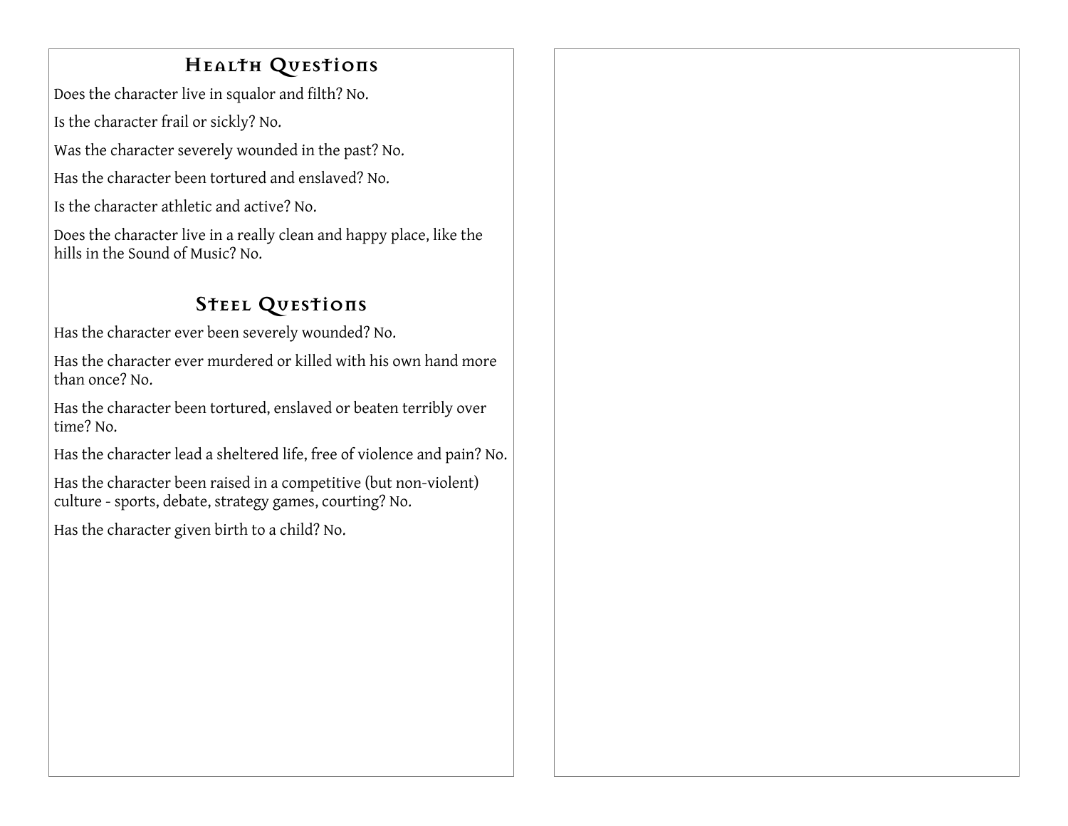## Health Questions

Does the character live in squalor and filth? No.

Is the character frail or sickly? No.

Was the character severely wounded in the past? No.

Has the character been tortured and enslaved? No.

Is the character athletic and active? No.

Does the character live in a really clean and happy place, like the hills in the Sound of Music? No.

## Steel Questions

Has the character ever been severely wounded? No.

Has the character ever murdered or killed with his own hand more than once? No.

Has the character been tortured, enslaved or beaten terribly over time? No.

Has the character lead a sheltered life, free of violence and pain? No.

Has the character been raised in a competitive (but non-violent) culture - sports, debate, strategy games, courting? No.

Has the character given birth to a child? No.